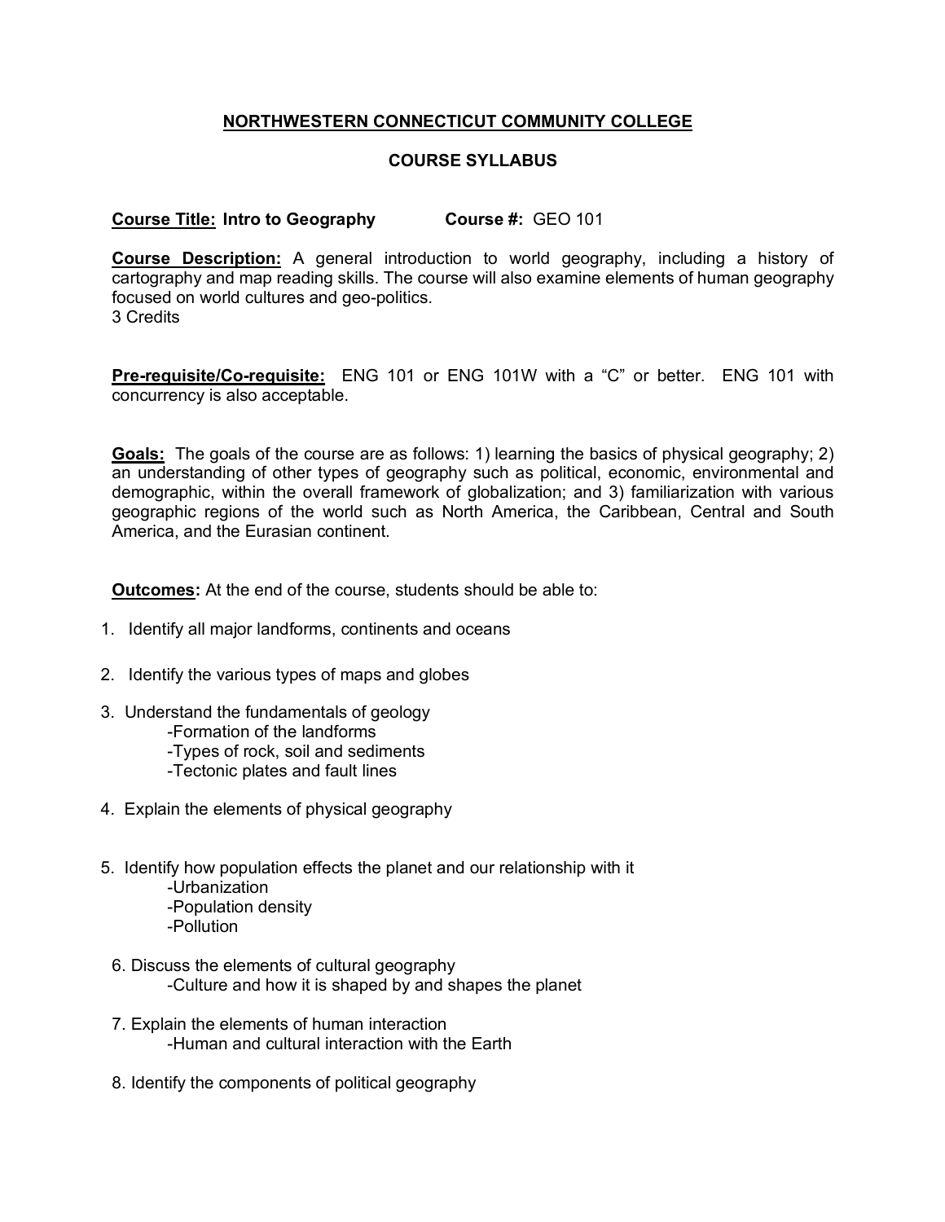# NORTHWESTERN CONNECTICUT COMMUNITY COLLEGE

## COURSE SYLLABUS

**Course Title:** **Intro to Geography** **Course #:** GEO 101

**Course Description:** A general introduction to world geography, including a history of cartography and map reading skills. The course will also examine elements of human geography focused on world cultures and geo-politics.
3 Credits

**Pre-requisite/Co-requisite:** ENG 101 or ENG 101W with a "C" or better. ENG 101 with concurrency is also acceptable.

**Goals:** The goals of the course are as follows: 1) learning the basics of physical geography; 2) an understanding of other types of geography such as political, economic, environmental and demographic, within the overall framework of globalization; and 3) familiarization with various geographic regions of the world such as North America, the Caribbean, Central and South America, and the Eurasian continent.

**Outcomes:** At the end of the course, students should be able to:

1. Identify all major landforms, continents and oceans
2. Identify the various types of maps and globes
3. Understand the fundamentals of geology
   - -Formation of the landforms
   - -Types of rock, soil and sediments
   - -Tectonic plates and fault lines
4. Explain the elements of physical geography
5. Identify how population effects the planet and our relationship with it
   - -Urbanization
   - -Population density
   - -Pollution
6. Discuss the elements of cultural geography
   - -Culture and how it is shaped by and shapes the planet
7. Explain the elements of human interaction
   - -Human and cultural interaction with the Earth
8. Identify the components of political geography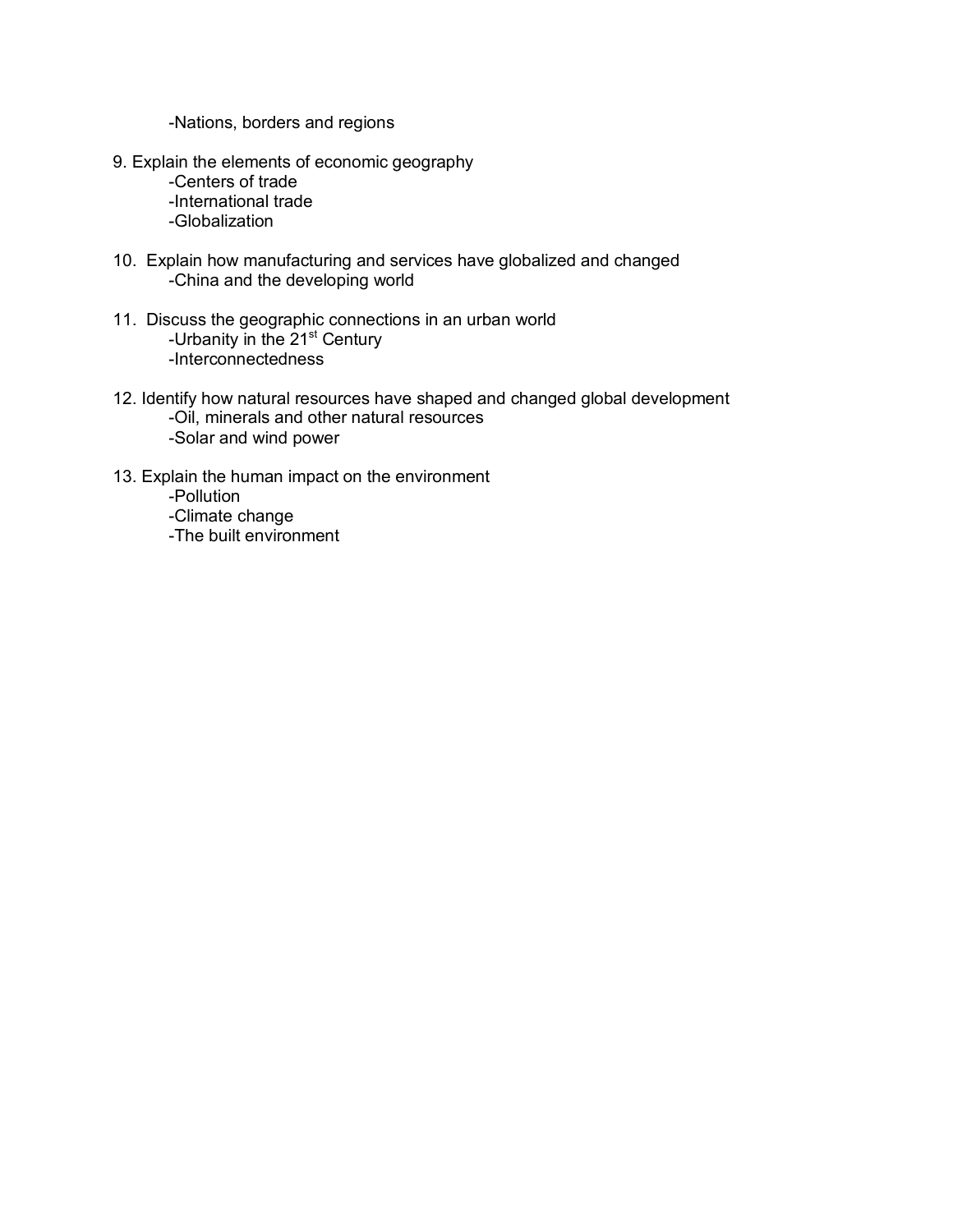-Nations, borders and regions

9. Explain the elements of economic geography
    - Centers of trade
    - International trade
    - Globalization

10. Explain how manufacturing and services have globalized and changed
    - China and the developing world

11. Discuss the geographic connections in an urban world
    - Urbanity in the 21st Century
    - Interconnectedness

12. Identify how natural resources have shaped and changed global development
    - Oil, minerals and other natural resources
    - Solar and wind power

13. Explain the human impact on the environment
    - Pollution
    - Climate change
    - The built environment